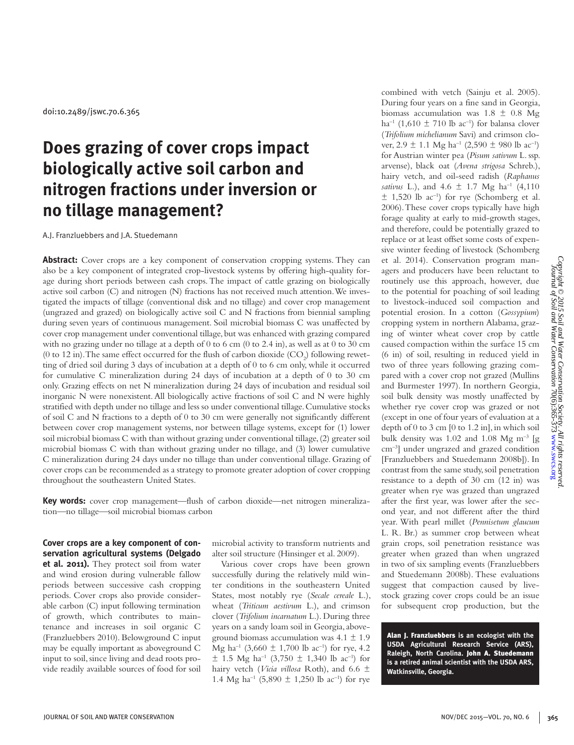doi:10.2489/jswc.70.6.365

# Does grazing of cover crops impact biologically active soil carbon and nitrogen fractions under inversion or no tillage management?

A.J. Franzluebbers and J.A. Stuedemann

**Abstract:** Cover crops are a key component of conservation cropping systems. They can also be a key component of integrated crop-livestock systems by offering high-quality forage during short periods between cash crops. The impact of cattle grazing on biologically active soil carbon (C) and nitrogen (N) fractions has not received much attention. We investigated the impacts of tillage (conventional disk and no tillage) and cover crop management (ungrazed and grazed) on biologically active soil C and N fractions from biennial sampling during seven years of continuous management. Soil microbial biomass C was unaffected by cover crop management under conventional tillage, but was enhanced with grazing compared with no grazing under no tillage at a depth of 0 to 6 cm (0 to 2.4 in), as well as at 0 to 30 cm (0 to 12 in). The same effect occurred for the flush of carbon dioxide ($CO_2$) following rewetting of dried soil during 3 days of incubation at a depth of 0 to 6 cm only, while it occurred for cumulative C mineralization during 24 days of incubation at a depth of 0 to 30 cm only. Grazing effects on net N mineralization during 24 days of incubation and residual soil inorganic N were nonexistent. All biologically active fractions of soil C and N were highly stratified with depth under no tillage and less so under conventional tillage. Cumulative stocks of soil C and N fractions to a depth of 0 to 30 cm were generally not significantly different between cover crop management systems, nor between tillage systems, except for (1) lower soil microbial biomass C with than without grazing under conventional tillage, (2) greater soil microbial biomass C with than without grazing under no tillage, and (3) lower cumulative C mineralization during 24 days under no tillage than under conventional tillage. Grazing of cover crops can be recommended as a strategy to promote greater adoption of cover cropping throughout the southeastern United States.

**Key words:** cover crop management—flush of carbon dioxide—net nitrogen mineralization—no tillage—soil microbial biomass carbon

**Cover crops are a key component of conservation agricultural systems (Delgado et al. 2011).** They protect soil from water and wind erosion during vulnerable fallow periods between successive cash cropping periods. Cover crops also provide considerable carbon (C) input following termination of growth, which contributes to maintenance and increases in soil organic C (Franzluebbers 2010). Belowground C input may be equally important as aboveground C input to soil, since living and dead roots provide readily available sources of food for soil microbial activity to transform nutrients and alter soil structure (Hinsinger et al. 2009).

Various cover crops have been grown successfully during the relatively mild winter conditions in the southeastern United States, most notably rye (*Secale cereale* L.), wheat (*Triticum aestivum* L.), and crimson clover (*Trifolium incarnatum* L.). During three years on a sandy loam soil in Georgia, aboveground biomass accumulation was 4.1 ± 1.9 Mg ha$^{-1}$ (3,660 ± 1,700 lb ac$^{-1}$) for rye, 4.2 ± 1.5 Mg ha$^{-1}$ (3,750 ± 1,340 lb ac$^{-1}$) for hairy vetch (*Vicia villosa* Roth), and 6.6 ± 1.4 Mg ha$^{-1}$ (5,890 ± 1,250 lb ac$^{-1}$) for rye combined with vetch (Sainju et al. 2005). During four years on a fine sand in Georgia, biomass accumulation was 1.8 ± 0.8 Mg ha$^{-1}$ (1,610 ± 710 lb ac$^{-1}$) for balansa clover (*Trifolium michelianum* Savi) and crimson clover, 2.9 ± 1.1 Mg ha$^{-1}$ (2,590 ± 980 lb ac$^{-1}$) for Austrian winter pea (*Pisum sativum* L. ssp. arvense), black oat (*Avena strigosa* Schreb.), hairy vetch, and oil-seed radish (*Raphanus sativus* L.), and 4.6 ± 1.7 Mg ha$^{-1}$ (4,110 ± 1,520 lb ac$^{-1}$) for rye (Schomberg et al. 2006). These cover crops typically have high forage quality at early to mid-growth stages, and therefore, could be potentially grazed to replace or at least offset some costs of expensive winter feeding of livestock (Schomberg et al. 2014). Conservation program managers and producers have been reluctant to routinely use this approach, however, due to the potential for poaching of soil leading to livestock-induced soil compaction and potential erosion. In a cotton (*Gossypium*) cropping system in northern Alabama, grazing of winter wheat cover crop by cattle caused compaction within the surface 15 cm (6 in) of soil, resulting in reduced yield in two of three years following grazing compared with a cover crop not grazed (Mullins and Burmester 1997). In northern Georgia, soil bulk density was mostly unaffected by whether rye cover crop was grazed or not (except in one of four years of evaluation at a depth of 0 to 3 cm [0 to 1.2 in], in which soil bulk density was 1.02 and 1.08 Mg m$^{-3}$ [g cm$^{-3}$] under ungrazed and grazed condition [Franzluebbers and Stuedemann 2008b]). In contrast from the same study, soil penetration resistance to a depth of 30 cm (12 in) was greater when rye was grazed than ungrazed after the first year, was lower after the second year, and not different after the third year. With pearl millet (*Pennisetum glaucum* L. R. Br.) as summer crop between wheat grain crops, soil penetration resistance was greater when grazed than when ungrazed in two of six sampling events (Franzluebbers and Stuedemann 2008b). These evaluations suggest that compaction caused by livestock grazing cover crops could be an issue for subsequent crop production, but the

**Alan J. Franzluebbers** is an ecologist with the USDA Agricultural Research Service (ARS), Raleigh, North Carolina. **John A. Stuedemann** is a retired animal scientist with the USDA ARS, Watkinsville, Georgia.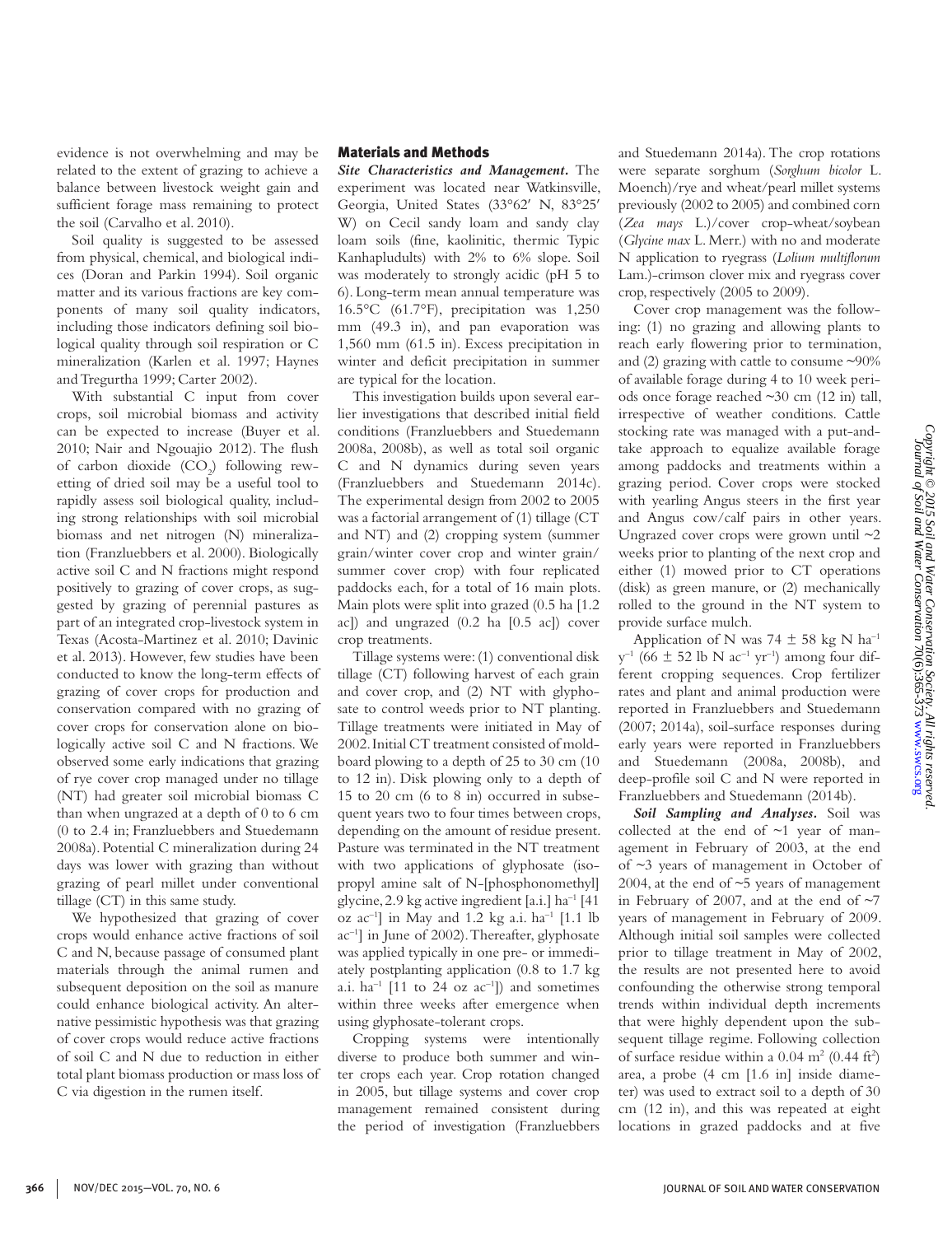evidence is not overwhelming and may be related to the extent of grazing to achieve a balance between livestock weight gain and sufficient forage mass remaining to protect the soil (Carvalho et al. 2010).

Soil quality is suggested to be assessed from physical, chemical, and biological indices (Doran and Parkin 1994). Soil organic matter and its various fractions are key components of many soil quality indicators, including those indicators defining soil biological quality through soil respiration or C mineralization (Karlen et al. 1997; Haynes and Tregurtha 1999; Carter 2002).

With substantial C input from cover crops, soil microbial biomass and activity can be expected to increase (Buyer et al. 2010; Nair and Ngouajio 2012). The flush of carbon dioxide ($CO_2$) following rewetting of dried soil may be a useful tool to rapidly assess soil biological quality, including strong relationships with soil microbial biomass and net nitrogen (N) mineralization (Franzluebbers et al. 2000). Biologically active soil C and N fractions might respond positively to grazing of cover crops, as suggested by grazing of perennial pastures as part of an integrated crop-livestock system in Texas (Acosta-Martinez et al. 2010; Davinic et al. 2013). However, few studies have been conducted to know the long-term effects of grazing of cover crops for production and conservation compared with no grazing of cover crops for conservation alone on biologically active soil C and N fractions. We observed some early indications that grazing of rye cover crop managed under no tillage (NT) had greater soil microbial biomass C than when ungrazed at a depth of 0 to 6 cm (0 to 2.4 in; Franzluebbers and Stuedemann 2008a). Potential C mineralization during 24 days was lower with grazing than without grazing of pearl millet under conventional tillage (CT) in this same study.

We hypothesized that grazing of cover crops would enhance active fractions of soil C and N, because passage of consumed plant materials through the animal rumen and subsequent deposition on the soil as manure could enhance biological activity. An alternative pessimistic hypothesis was that grazing of cover crops would reduce active fractions of soil C and N due to reduction in either total plant biomass production or mass loss of C via digestion in the rumen itself.

## Materials and Methods

***Site Characteristics and Management.*** The experiment was located near Watkinsville, Georgia, United States (33°62′ N, 83°25′ W) on Cecil sandy loam and sandy clay loam soils (fine, kaolinitic, thermic Typic Kanhapludults) with 2% to 6% slope. Soil was moderately to strongly acidic (pH 5 to 6). Long-term mean annual temperature was 16.5°C (61.7°F), precipitation was 1,250 mm (49.3 in), and pan evaporation was 1,560 mm (61.5 in). Excess precipitation in winter and deficit precipitation in summer are typical for the location.

This investigation builds upon several earlier investigations that described initial field conditions (Franzluebbers and Stuedemann 2008a, 2008b), as well as total soil organic C and N dynamics during seven years (Franzluebbers and Stuedemann 2014c). The experimental design from 2002 to 2005 was a factorial arrangement of (1) tillage (CT and NT) and (2) cropping system (summer grain/winter cover crop and winter grain/summer cover crop) with four replicated paddocks each, for a total of 16 main plots. Main plots were split into grazed (0.5 ha [1.2 ac]) and ungrazed (0.2 ha [0.5 ac]) cover crop treatments.

Tillage systems were: (1) conventional disk tillage (CT) following harvest of each grain and cover crop, and (2) NT with glyphosate to control weeds prior to NT planting. Tillage treatments were initiated in May of 2002. Initial CT treatment consisted of moldboard plowing to a depth of 25 to 30 cm (10 to 12 in). Disk plowing only to a depth of 15 to 20 cm (6 to 8 in) occurred in subsequent years two to four times between crops, depending on the amount of residue present. Pasture was terminated in the NT treatment with two applications of glyphosate (isopropyl amine salt of N-[phosphonomethyl] glycine, 2.9 kg active ingredient [a.i.] ha$^{-1}$ [41 oz ac$^{-1}$] in May and 1.2 kg a.i. ha$^{-1}$ [1.1 lb ac$^{-1}$] in June of 2002). Thereafter, glyphosate was applied typically in one pre- or immediately postplanting application (0.8 to 1.7 kg a.i. ha$^{-1}$ [11 to 24 oz ac$^{-1}$]) and sometimes within three weeks after emergence when using glyphosate-tolerant crops.

Cropping systems were intentionally diverse to produce both summer and winter crops each year. Crop rotation changed in 2005, but tillage systems and cover crop management remained consistent during the period of investigation (Franzluebbers and Stuedemann 2014a). The crop rotations were separate sorghum (*Sorghum bicolor* L. Moench)/rye and wheat/pearl millet systems previously (2002 to 2005) and combined corn (*Zea mays* L.)/cover crop-wheat/soybean (*Glycine max* L. Merr.) with no and moderate N application to ryegrass (*Lolium multiflorum* Lam.)-crimson clover mix and ryegrass cover crop, respectively (2005 to 2009).

Cover crop management was the following: (1) no grazing and allowing plants to reach early flowering prior to termination, and (2) grazing with cattle to consume ~90% of available forage during 4 to 10 week periods once forage reached ~30 cm (12 in) tall, irrespective of weather conditions. Cattle stocking rate was managed with a put-and-take approach to equalize available forage among paddocks and treatments within a grazing period. Cover crops were stocked with yearling Angus steers in the first year and Angus cow/calf pairs in other years. Ungrazed cover crops were grown until ~2 weeks prior to planting of the next crop and either (1) mowed prior to CT operations (disk) as green manure, or (2) mechanically rolled to the ground in the NT system to provide surface mulch.

Application of N was 74 ± 58 kg N ha$^{-1}$ y$^{-1}$ (66 ± 52 lb N ac$^{-1}$ yr$^{-1}$) among four different cropping sequences. Crop fertilizer rates and plant and animal production were reported in Franzluebbers and Stuedemann (2007; 2014a), soil-surface responses during early years were reported in Franzluebbers and Stuedemann (2008a, 2008b), and deep-profile soil C and N were reported in Franzluebbers and Stuedemann (2014b).

***Soil Sampling and Analyses.*** Soil was collected at the end of ~1 year of management in February of 2003, at the end of ~3 years of management in October of 2004, at the end of ~5 years of management in February of 2007, and at the end of ~7 years of management in February of 2009. Although initial soil samples were collected prior to tillage treatment in May of 2002, the results are not presented here to avoid confounding the otherwise strong temporal trends within individual depth increments that were highly dependent upon the subsequent tillage regime. Following collection of surface residue within a 0.04 m$^2$ (0.44 ft$^2$) area, a probe (4 cm [1.6 in] inside diameter) was used to extract soil to a depth of 30 cm (12 in), and this was repeated at eight locations in grazed paddocks and at five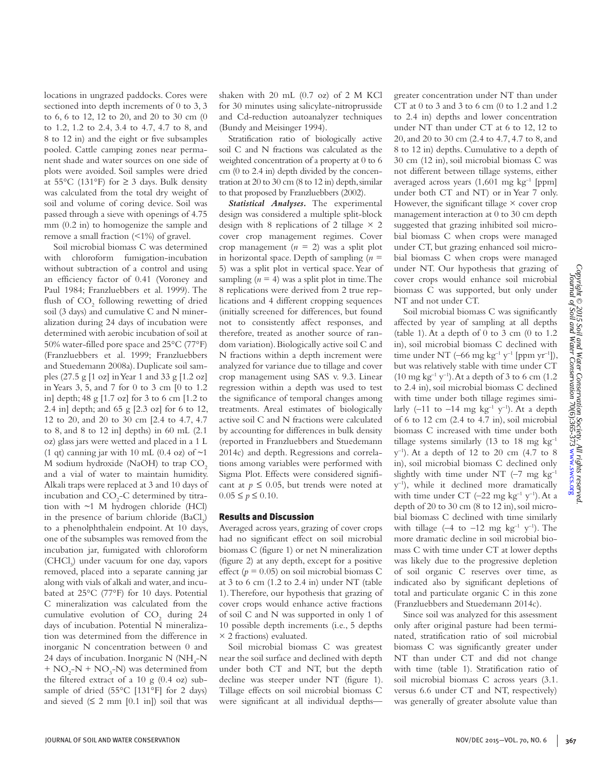locations in ungrazed paddocks. Cores were sectioned into depth increments of 0 to 3, 3 to 6, 6 to 12, 12 to 20, and 20 to 30 cm (0 to 1.2, 1.2 to 2.4, 3.4 to 4.7, 4.7 to 8, and 8 to 12 in) and the eight or five subsamples pooled. Cattle camping zones near permanent shade and water sources on one side of plots were avoided. Soil samples were dried at 55°C (131°F) for ≥ 3 days. Bulk density was calculated from the total dry weight of soil and volume of coring device. Soil was passed through a sieve with openings of 4.75 mm (0.2 in) to homogenize the sample and remove a small fraction (<1%) of gravel.

Soil microbial biomass C was determined with chloroform fumigation-incubation without subtraction of a control and using an efficiency factor of 0.41 (Voroney and Paul 1984; Franzluebbers et al. 1999). The flush of $CO_2$ following rewetting of dried soil (3 days) and cumulative C and N mineralization during 24 days of incubation were determined with aerobic incubation of soil at 50% water-filled pore space and 25°C (77°F) (Franzluebbers et al. 1999; Franzluebbers and Stuedemann 2008a). Duplicate soil samples (27.5 g [1 oz] in Year 1 and 33 g [1.2 oz] in Years 3, 5, and 7 for 0 to 3 cm [0 to 1.2 in] depth; 48 g [1.7 oz] for 3 to 6 cm [1.2 to 2.4 in] depth; and 65 g [2.3 oz] for 6 to 12, 12 to 20, and 20 to 30 cm [2.4 to 4.7, 4.7 to 8, and 8 to 12 in] depths) in 60 mL (2.1 oz) glass jars were wetted and placed in a 1 L (1 qt) canning jar with 10 mL (0.4 oz) of ~1 M sodium hydroxide (NaOH) to trap $CO_2$ and a vial of water to maintain humidity. Alkali traps were replaced at 3 and 10 days of incubation and $CO_2$-C determined by titration with ~1 M hydrogen chloride (HCl) in the presence of barium chloride ($BaCl_2$) to a phenolphthalein endpoint. At 10 days, one of the subsamples was removed from the incubation jar, fumigated with chloroform ($CHCl_3$) under vacuum for one day, vapors removed, placed into a separate canning jar along with vials of alkali and water, and incubated at 25°C (77°F) for 10 days. Potential C mineralization was calculated from the cumulative evolution of $CO_2$ during 24 days of incubation. Potential N mineralization was determined from the difference in inorganic N concentration between 0 and 24 days of incubation. Inorganic N ($NH_4$-N + $NO_2$-N + $NO_3$-N) was determined from the filtered extract of a 10 g (0.4 oz) subsample of dried (55°C [131°F] for 2 days) and sieved (≤ 2 mm [0.1 in]) soil that was shaken with 20 mL (0.7 oz) of 2 M KCl for 30 minutes using salicylate-nitroprusside and Cd-reduction autoanalyzer techniques (Bundy and Meisinger 1994).

Stratification ratio of biologically active soil C and N fractions was calculated as the weighted concentration of a property at 0 to 6 cm (0 to 2.4 in) depth divided by the concentration at 20 to 30 cm (8 to 12 in) depth, similar to that proposed by Franzluebbers (2002).

***Statistical Analyses.*** The experimental design was considered a multiple split-block design with 8 replications of 2 tillage × 2 cover crop management regimes. Cover crop management ($n$ = 2) was a split plot in horizontal space. Depth of sampling ($n$ = 5) was a split plot in vertical space. Year of sampling ($n$ = 4) was a split plot in time. The 8 replications were derived from 2 true replications and 4 different cropping sequences (initially screened for differences, but found not to consistently affect responses, and therefore, treated as another source of random variation). Biologically active soil C and N fractions within a depth increment were analyzed for variance due to tillage and cover crop management using SAS v. 9.3. Linear regression within a depth was used to test the significance of temporal changes among treatments. Areal estimates of biologically active soil C and N fractions were calculated by accounting for differences in bulk density (reported in Franzluebbers and Stuedemann 2014c) and depth. Regressions and correlations among variables were performed with Sigma Plot. Effects were considered significant at $p \leq 0.05$, but trends were noted at $0.05 \leq p \leq 0.10$.

## Results and Discussion

Averaged across years, grazing of cover crops had no significant effect on soil microbial biomass C (figure 1) or net N mineralization (figure 2) at any depth, except for a positive effect ($p$ = 0.05) on soil microbial biomass C at 3 to 6 cm (1.2 to 2.4 in) under NT (table 1). Therefore, our hypothesis that grazing of cover crops would enhance active fractions of soil C and N was supported in only 1 of 10 possible depth increments (i.e., 5 depths × 2 fractions) evaluated.

Soil microbial biomass C was greatest near the soil surface and declined with depth under both CT and NT, but the depth decline was steeper under NT (figure 1). Tillage effects on soil microbial biomass C were significant at all individual depths—greater concentration under NT than under CT at 0 to 3 and 3 to 6 cm (0 to 1.2 and 1.2 to 2.4 in) depths and lower concentration under NT than under CT at 6 to 12, 12 to 20, and 20 to 30 cm (2.4 to 4.7, 4.7 to 8, and 8 to 12 in) depths. Cumulative to a depth of 30 cm (12 in), soil microbial biomass C was not different between tillage systems, either averaged across years (1,601 mg $kg^{-1}$ [ppm] under both CT and NT) or in Year 7 only. However, the significant tillage × cover crop management interaction at 0 to 30 cm depth suggested that grazing inhibited soil microbial biomass C when crops were managed under CT, but grazing enhanced soil microbial biomass C when crops were managed under NT. Our hypothesis that grazing of cover crops would enhance soil microbial biomass C was supported, but only under NT and not under CT.

Soil microbial biomass C was significantly affected by year of sampling at all depths (table 1). At a depth of 0 to 3 cm (0 to 1.2 in), soil microbial biomass C declined with time under NT (–66 mg $kg^{-1}$ $y^{-1}$ [ppm $yr^{-1}$]), but was relatively stable with time under CT (10 mg $kg^{-1}$ $y^{-1}$). At a depth of 3 to 6 cm (1.2 to 2.4 in), soil microbial biomass C declined with time under both tillage regimes similarly (–11 to –14 mg $kg^{-1}$ $y^{-1}$). At a depth of 6 to 12 cm (2.4 to 4.7 in), soil microbial biomass C increased with time under both tillage systems similarly (13 to 18 mg $kg^{-1}$ $y^{-1}$). At a depth of 12 to 20 cm (4.7 to 8 in), soil microbial biomass C declined only slightly with time under NT (–7 mg $kg^{-1}$ $y^{-1}$), while it declined more dramatically with time under CT (–22 mg $kg^{-1}$ $y^{-1}$). At a depth of 20 to 30 cm (8 to 12 in), soil microbial biomass C declined with time similarly with tillage (–4 to –12 mg $kg^{-1}$ $y^{-1}$). The more dramatic decline in soil microbial biomass C with time under CT at lower depths was likely due to the progressive depletion of soil organic C reserves over time, as indicated also by significant depletions of total and particulate organic C in this zone (Franzluebbers and Stuedemann 2014c).

Since soil was analyzed for this assessment only after original pasture had been terminated, stratification ratio of soil microbial biomass C was significantly greater under NT than under CT and did not change with time (table 1). Stratification ratio of soil microbial biomass C across years (3.1 versus 6.6 under CT and NT, respectively) was generally of greater absolute value than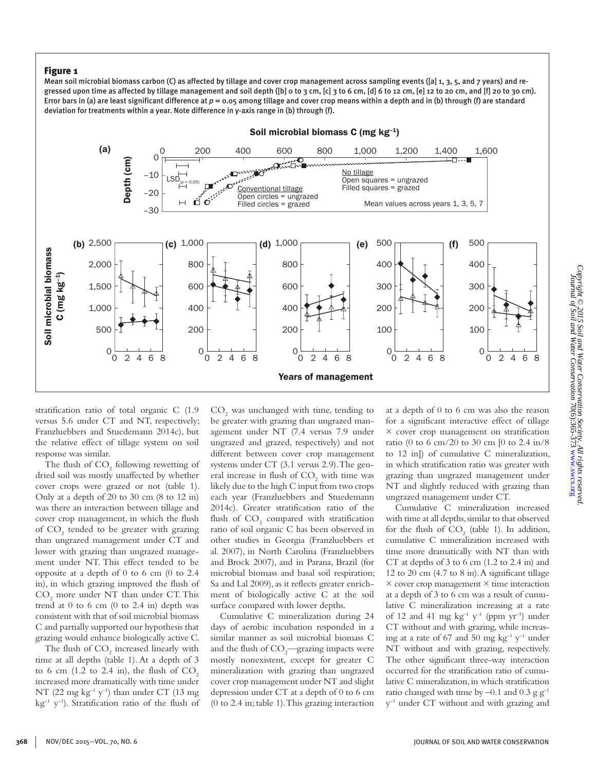## Figure 1

Mean soil microbial biomass carbon (C) as affected by tillage and cover crop management across sampling events ([a] 1, 3, 5, and 7 years) and regressed upon time as affected by tillage management and soil depth ([b] 0 to 3 cm, [c] 3 to 6 cm, [d] 6 to 12 cm, [e] 12 to 20 cm, and [f] 20 to 30 cm). Error bars in (a) are least significant difference at $p = 0.05$ among tillage and cover crop means within a depth and in (b) through (f) are standard deviation for treatments within a year. Note difference in y-axis range in (b) through (f).

(a)
Soil microbial biomass C (mg kg⁻¹)
0 200 400 600 800 1,000 1,200 1,400 1,600
Depth (cm)
0 −10 −20 −30
LSD(p = 0.05)
No tillage
Open squares = ungrazed
Filled squares = grazed
Conventional tillage
Open circles = ungrazed
Filled circles = grazed
Mean values across years 1, 3, 5, 7

(b) 2,500 2,000 1,500 1,000 500 0
(c) 1,000 800 600 400 200 0
(d) 1,000 800 600 400 200 0
(e) 500 400 300 200 100 0
(f) 500 400 300 200 100 0
0 2 4 6 8
Soil microbial biomass C (mg kg⁻¹)
Years of management

stratification ratio of total organic C (1.9 versus 5.6 under CT and NT, respectively; Franzluebbers and Stuedemann 2014c), but the relative effect of tillage system on soil response was similar.

The flush of $CO_2$ following rewetting of dried soil was mostly unaffected by whether cover crops were grazed or not (table 1). Only at a depth of 20 to 30 cm (8 to 12 in) was there an interaction between tillage and cover crop management, in which the flush of $CO_2$ tended to be greater with grazing than ungrazed management under CT and lower with grazing than ungrazed management under NT. This effect tended to be opposite at a depth of 0 to 6 cm (0 to 2.4 in), in which grazing improved the flush of $CO_2$ more under NT than under CT. This trend at 0 to 6 cm (0 to 2.4 in) depth was consistent with that of soil microbial biomass C and partially supported our hypothesis that grazing would enhance biologically active C.

The flush of $CO_2$ increased linearly with time at all depths (table 1). At a depth of 3 to 6 cm (1.2 to 2.4 in), the flush of $CO_2$ increased more dramatically with time under NT (22 mg kg$^{-1}$ y$^{-1}$) than under CT (13 mg kg$^{-1}$ y$^{-1}$). Stratification ratio of the flush of $CO_2$ was unchanged with time, tending to be greater with grazing than ungrazed management under NT (7.4 versus 7.9 under ungrazed and grazed, respectively) and not different between cover crop management systems under CT (3.1 versus 2.9). The general increase in flush of $CO_2$ with time was likely due to the high C input from two crops each year (Franzluebbers and Stuedemann 2014c). Greater stratification ratio of the flush of $CO_2$ compared with stratification ratio of soil organic C has been observed in other studies in Georgia (Franzluebbers et al. 2007), in North Carolina (Franzluebbers and Brock 2007), and in Parana, Brazil (for microbial biomass and basal soil respiration; Sa and Lal 2009), as it reflects greater enrichment of biologically active C at the soil surface compared with lower depths.

Cumulative C mineralization during 24 days of aerobic incubation responded in a similar manner as soil microbial biomass C and the flush of $CO_2$—grazing impacts were mostly nonexistent, except for greater C mineralization with grazing than ungrazed cover crop management under NT and slight depression under CT at a depth of 0 to 6 cm (0 to 2.4 in; table 1). This grazing interaction at a depth of 0 to 6 cm was also the reason for a significant interactive effect of tillage × cover crop management on stratification ratio (0 to 6 cm/20 to 30 cm [0 to 2.4 in/8 to 12 in]) of cumulative C mineralization, in which stratification ratio was greater with grazing than ungrazed management under NT and slightly reduced with grazing than ungrazed management under CT.

Cumulative C mineralization increased with time at all depths, similar to that observed for the flush of $CO_2$ (table 1). In addition, cumulative C mineralization increased with time more dramatically with NT than with CT at depths of 3 to 6 cm (1.2 to 2.4 in) and 12 to 20 cm (4.7 to 8 in). A significant tillage × cover crop management × time interaction at a depth of 3 to 6 cm was a result of cumulative C mineralization increasing at a rate of 12 and 41 mg kg$^{-1}$ y$^{-1}$ (ppm yr$^{-1}$) under CT without and with grazing, while increasing at a rate of 67 and 50 mg kg$^{-1}$ y$^{-1}$ under NT without and with grazing, respectively. The other significant three-way interaction occurred for the stratification ratio of cumulative C mineralization, in which stratification ratio changed with time by –0.1 and 0.3 g g$^{-1}$ y$^{-1}$ under CT without and with grazing and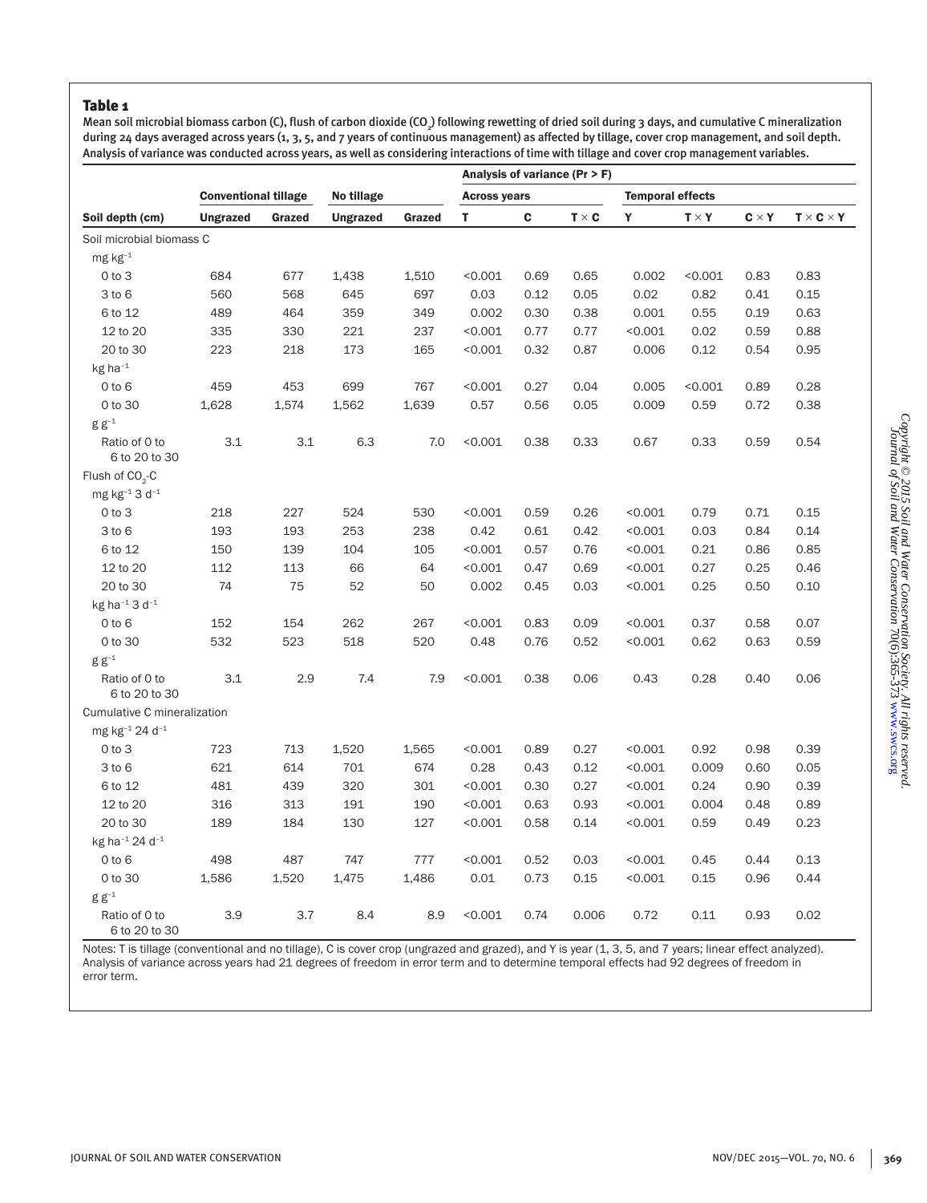## Table 1

Mean soil microbial biomass carbon (C), flush of carbon dioxide ($CO_2$) following rewetting of dried soil during 3 days, and cumulative C mineralization during 24 days averaged across years (1, 3, 5, and 7 years of continuous management) as affected by tillage, cover crop management, and soil depth. Analysis of variance was conducted across years, as well as considering interactions of time with tillage and cover crop management variables.

| | Conventional tillage | | No tillage | | Analysis of variance (Pr > F) | | | | | | |
|---|---|---|---|---|---|---|---|---|---|---|---|
| | | | | | Across years | | | Temporal effects | | | |
| Soil depth (cm) | Ungrazed | Grazed | Ungrazed | Grazed | T | C | T × C | Y | T × Y | C × Y | T × C × Y |
| Soil microbial biomass C | | | | | | | | | | | |
| mg $kg^{-1}$ | | | | | | | | | | | |
| 0 to 3 | 684 | 677 | 1,438 | 1,510 | <0.001 | 0.69 | 0.65 | 0.002 | <0.001 | 0.83 | 0.83 |
| 3 to 6 | 560 | 568 | 645 | 697 | 0.03 | 0.12 | 0.05 | 0.02 | 0.82 | 0.41 | 0.15 |
| 6 to 12 | 489 | 464 | 359 | 349 | 0.002 | 0.30 | 0.38 | 0.001 | 0.55 | 0.19 | 0.63 |
| 12 to 20 | 335 | 330 | 221 | 237 | <0.001 | 0.77 | 0.77 | <0.001 | 0.02 | 0.59 | 0.88 |
| 20 to 30 | 223 | 218 | 173 | 165 | <0.001 | 0.32 | 0.87 | 0.006 | 0.12 | 0.54 | 0.95 |
| kg $ha^{-1}$ | | | | | | | | | | | |
| 0 to 6 | 459 | 453 | 699 | 767 | <0.001 | 0.27 | 0.04 | 0.005 | <0.001 | 0.89 | 0.28 |
| 0 to 30 | 1,628 | 1,574 | 1,562 | 1,639 | 0.57 | 0.56 | 0.05 | 0.009 | 0.59 | 0.72 | 0.38 |
| g $g^{-1}$ | | | | | | | | | | | |
| Ratio of 0 to 6 to 20 to 30 | 3.1 | 3.1 | 6.3 | 7.0 | <0.001 | 0.38 | 0.33 | 0.67 | 0.33 | 0.59 | 0.54 |
| Flush of $CO_2$-C | | | | | | | | | | | |
| mg $kg^{-1}$ 3 $d^{-1}$ | | | | | | | | | | | |
| 0 to 3 | 218 | 227 | 524 | 530 | <0.001 | 0.59 | 0.26 | <0.001 | 0.79 | 0.71 | 0.15 |
| 3 to 6 | 193 | 193 | 253 | 238 | 0.42 | 0.61 | 0.42 | <0.001 | 0.03 | 0.84 | 0.14 |
| 6 to 12 | 150 | 139 | 104 | 105 | <0.001 | 0.57 | 0.76 | <0.001 | 0.21 | 0.86 | 0.85 |
| 12 to 20 | 112 | 113 | 66 | 64 | <0.001 | 0.47 | 0.69 | <0.001 | 0.27 | 0.25 | 0.46 |
| 20 to 30 | 74 | 75 | 52 | 50 | 0.002 | 0.45 | 0.03 | <0.001 | 0.25 | 0.50 | 0.10 |
| kg $ha^{-1}$ 3 $d^{-1}$ | | | | | | | | | | | |
| 0 to 6 | 152 | 154 | 262 | 267 | <0.001 | 0.83 | 0.09 | <0.001 | 0.37 | 0.58 | 0.07 |
| 0 to 30 | 532 | 523 | 518 | 520 | 0.48 | 0.76 | 0.52 | <0.001 | 0.62 | 0.63 | 0.59 |
| g $g^{-1}$ | | | | | | | | | | | |
| Ratio of 0 to 6 to 20 to 30 | 3.1 | 2.9 | 7.4 | 7.9 | <0.001 | 0.38 | 0.06 | 0.43 | 0.28 | 0.40 | 0.06 |
| Cumulative C mineralization | | | | | | | | | | | |
| mg $kg^{-1}$ 24 $d^{-1}$ | | | | | | | | | | | |
| 0 to 3 | 723 | 713 | 1,520 | 1,565 | <0.001 | 0.89 | 0.27 | <0.001 | 0.92 | 0.98 | 0.39 |
| 3 to 6 | 621 | 614 | 701 | 674 | 0.28 | 0.43 | 0.12 | <0.001 | 0.009 | 0.60 | 0.05 |
| 6 to 12 | 481 | 439 | 320 | 301 | <0.001 | 0.30 | 0.27 | <0.001 | 0.24 | 0.90 | 0.39 |
| 12 to 20 | 316 | 313 | 191 | 190 | <0.001 | 0.63 | 0.93 | <0.001 | 0.004 | 0.48 | 0.89 |
| 20 to 30 | 189 | 184 | 130 | 127 | <0.001 | 0.58 | 0.14 | <0.001 | 0.59 | 0.49 | 0.23 |
| kg $ha^{-1}$ 24 $d^{-1}$ | | | | | | | | | | | |
| 0 to 6 | 498 | 487 | 747 | 777 | <0.001 | 0.52 | 0.03 | <0.001 | 0.45 | 0.44 | 0.13 |
| 0 to 30 | 1,586 | 1,520 | 1,475 | 1,486 | 0.01 | 0.73 | 0.15 | <0.001 | 0.15 | 0.96 | 0.44 |
| g $g^{-1}$ | | | | | | | | | | | |
| Ratio of 0 to 6 to 20 to 30 | 3.9 | 3.7 | 8.4 | 8.9 | <0.001 | 0.74 | 0.006 | 0.72 | 0.11 | 0.93 | 0.02 |

Notes: T is tillage (conventional and no tillage), C is cover crop (ungrazed and grazed), and Y is year (1, 3, 5, and 7 years; linear effect analyzed). Analysis of variance across years had 21 degrees of freedom in error term and to determine temporal effects had 92 degrees of freedom in error term.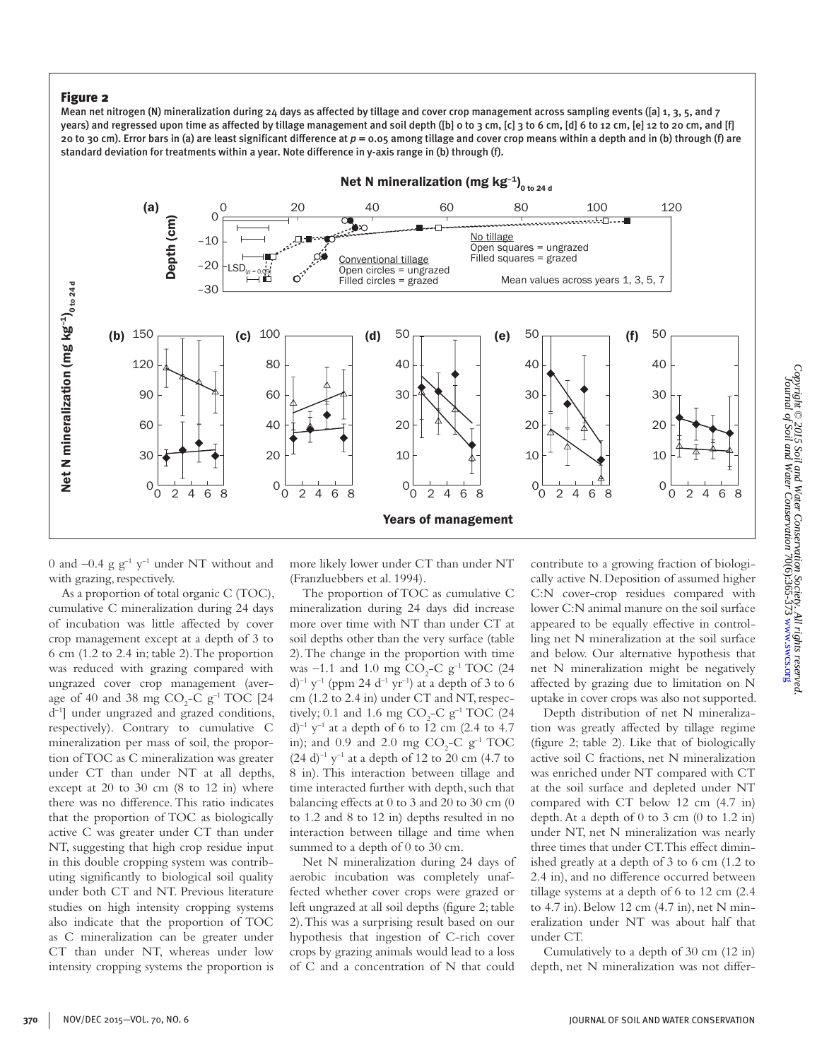## Figure 2

Mean net nitrogen (N) mineralization during 24 days as affected by tillage and cover crop management across sampling events ([a] 1, 3, 5, and 7 years) and regressed upon time as affected by tillage management and soil depth ([b] 0 to 3 cm, [c] 3 to 6 cm, [d] 6 to 12 cm, [e] 12 to 20 cm, and [f] 20 to 30 cm). Error bars in (a) are least significant difference at $p = 0.05$ among tillage and cover crop means within a depth and in (b) through (f) are standard deviation for treatments within a year. Note difference in y-axis range in (b) through (f).

Net N mineralization (mg kg$^{-1}$)$_{0\ to\ 24\ d}$

(a)
Depth (cm)
0
−10
−20
−30
0
20
40
60
80
100
120
LSD$_{(p = 0.05)}$
Conventional tillage
Open circles = ungrazed
Filled circles = grazed
No tillage
Open squares = ungrazed
Filled squares = grazed
Mean values across years 1, 3, 5, 7

Net N mineralization (mg kg$^{-1}$)$_{0\ to\ 24\ d}$

(b)
150
120
90
60
30
0

(c)
100
80
60
40
20
0

(d)
50
40
30
20
10
0

(e)
50
40
30
20
10
0

(f)
50
40
30
20
10
0

0 2 4 6 8

Years of management

0 and −0.4 g g$^{-1}$ y$^{-1}$ under NT without and with grazing, respectively.

As a proportion of total organic C (TOC), cumulative C mineralization during 24 days of incubation was little affected by cover crop management except at a depth of 3 to 6 cm (1.2 to 2.4 in; table 2). The proportion was reduced with grazing compared with ungrazed cover crop management (average of 40 and 38 mg $CO_2$-C g$^{-1}$ TOC [24 d$^{-1}$] under ungrazed and grazed conditions, respectively). Contrary to cumulative C mineralization per mass of soil, the proportion of TOC as C mineralization was greater under CT than under NT at all depths, except at 20 to 30 cm (8 to 12 in) where there was no difference. This ratio indicates that the proportion of TOC as biologically active C was greater under CT than under NT, suggesting that high crop residue input in this double cropping system was contributing significantly to biological soil quality under both CT and NT. Previous literature studies on high intensity cropping systems also indicate that the proportion of TOC as C mineralization can be greater under CT than under NT, whereas under low intensity cropping systems the proportion is more likely lower under CT than under NT (Franzluebbers et al. 1994).

The proportion of TOC as cumulative C mineralization during 24 days did increase more over time with NT than under CT at soil depths other than the very surface (table 2). The change in the proportion with time was −1.1 and 1.0 mg $CO_2$-C g$^{-1}$ TOC (24 d)$^{-1}$ y$^{-1}$ (ppm 24 d$^{-1}$ yr$^{-1}$) at a depth of 3 to 6 cm (1.2 to 2.4 in) under CT and NT, respectively; 0.1 and 1.6 mg $CO_2$-C g$^{-1}$ TOC (24 d)$^{-1}$ y$^{-1}$ at a depth of 6 to 12 cm (2.4 to 4.7 in); and 0.9 and 2.0 mg $CO_2$-C g$^{-1}$ TOC (24 d)$^{-1}$ y$^{-1}$ at a depth of 12 to 20 cm (4.7 to 8 in). This interaction between tillage and time interacted further with depth, such that balancing effects at 0 to 3 and 20 to 30 cm (0 to 1.2 and 8 to 12 in) depths resulted in no interaction between tillage and time when summed to a depth of 0 to 30 cm.

Net N mineralization during 24 days of aerobic incubation was completely unaffected whether cover crops were grazed or left ungrazed at all soil depths (figure 2; table 2). This was a surprising result based on our hypothesis that ingestion of C-rich cover crops by grazing animals would lead to a loss of C and a concentration of N that could contribute to a growing fraction of biologically active N. Deposition of assumed higher C:N cover-crop residues compared with lower C:N animal manure on the soil surface appeared to be equally effective in controlling net N mineralization at the soil surface and below. Our alternative hypothesis that net N mineralization might be negatively affected by grazing due to limitation on N uptake in cover crops was also not supported.

Depth distribution of net N mineralization was greatly affected by tillage regime (figure 2; table 2). Like that of biologically active soil C fractions, net N mineralization was enriched under NT compared with CT at the soil surface and depleted under NT compared with CT below 12 cm (4.7 in) depth. At a depth of 0 to 3 cm (0 to 1.2 in) under NT, net N mineralization was nearly three times that under CT. This effect diminished greatly at a depth of 3 to 6 cm (1.2 to 2.4 in), and no difference occurred between tillage systems at a depth of 6 to 12 cm (2.4 to 4.7 in). Below 12 cm (4.7 in), net N mineralization under NT was about half that under CT.

Cumulatively to a depth of 30 cm (12 in) depth, net N mineralization was not differ-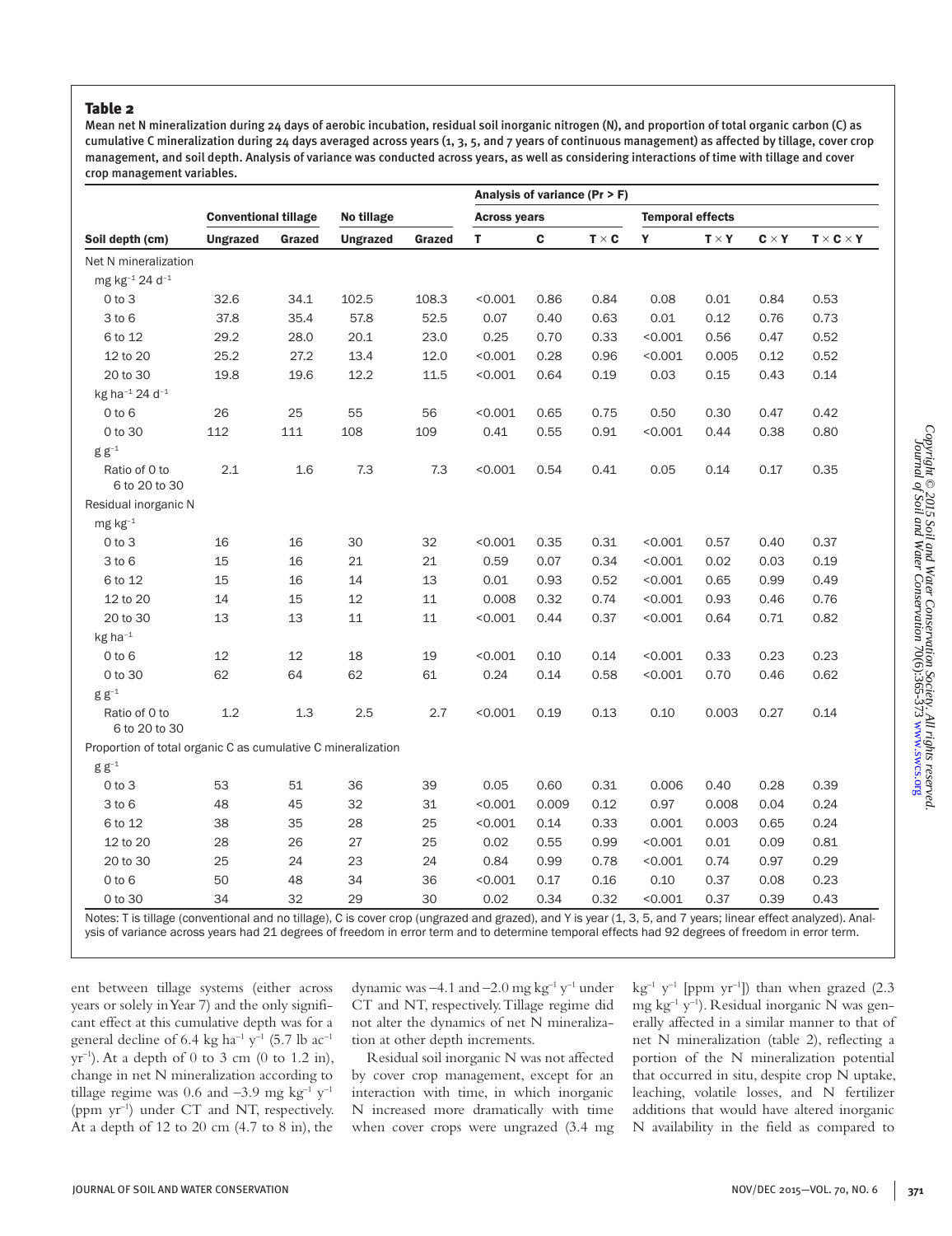## Table 2

**Mean net N mineralization during 24 days of aerobic incubation, residual soil inorganic nitrogen (N), and proportion of total organic carbon (C) as cumulative C mineralization during 24 days averaged across years (1, 3, 5, and 7 years of continuous management) as affected by tillage, cover crop management, and soil depth. Analysis of variance was conducted across years, as well as considering interactions of time with tillage and cover crop management variables.**

| | Conventional tillage | | No tillage | | Analysis of variance (Pr > F) | | | | | | |
|---|---|---|---|---|---|---|---|---|---|---|---|
| | | | | | Across years | | | Temporal effects | | | |
| Soil depth (cm) | Ungrazed | Grazed | Ungrazed | Grazed | T | C | T × C | Y | T × Y | C × Y | T × C × Y |
| Net N mineralization | | | | | | | | | | | |
| mg kg$^{-1}$ 24 d$^{-1}$ | | | | | | | | | | | |
| 0 to 3 | 32.6 | 34.1 | 102.5 | 108.3 | <0.001 | 0.86 | 0.84 | 0.08 | 0.01 | 0.84 | 0.53 |
| 3 to 6 | 37.8 | 35.4 | 57.8 | 52.5 | 0.07 | 0.40 | 0.63 | 0.01 | 0.12 | 0.76 | 0.73 |
| 6 to 12 | 29.2 | 28.0 | 20.1 | 23.0 | 0.25 | 0.70 | 0.33 | <0.001 | 0.56 | 0.47 | 0.52 |
| 12 to 20 | 25.2 | 27.2 | 13.4 | 12.0 | <0.001 | 0.28 | 0.96 | <0.001 | 0.005 | 0.12 | 0.52 |
| 20 to 30 | 19.8 | 19.6 | 12.2 | 11.5 | <0.001 | 0.64 | 0.19 | 0.03 | 0.15 | 0.43 | 0.14 |
| kg ha$^{-1}$ 24 d$^{-1}$ | | | | | | | | | | | |
| 0 to 6 | 26 | 25 | 55 | 56 | <0.001 | 0.65 | 0.75 | 0.50 | 0.30 | 0.47 | 0.42 |
| 0 to 30 | 112 | 111 | 108 | 109 | 0.41 | 0.55 | 0.91 | <0.001 | 0.44 | 0.38 | 0.80 |
| g g$^{-1}$ | | | | | | | | | | | |
| Ratio of 0 to 6 to 20 to 30 | 2.1 | 1.6 | 7.3 | 7.3 | <0.001 | 0.54 | 0.41 | 0.05 | 0.14 | 0.17 | 0.35 |
| Residual inorganic N | | | | | | | | | | | |
| mg kg$^{-1}$ | | | | | | | | | | | |
| 0 to 3 | 16 | 16 | 30 | 32 | <0.001 | 0.35 | 0.31 | <0.001 | 0.57 | 0.40 | 0.37 |
| 3 to 6 | 15 | 16 | 21 | 21 | 0.59 | 0.07 | 0.34 | <0.001 | 0.02 | 0.03 | 0.19 |
| 6 to 12 | 15 | 16 | 14 | 13 | 0.01 | 0.93 | 0.52 | <0.001 | 0.65 | 0.99 | 0.49 |
| 12 to 20 | 14 | 15 | 12 | 11 | 0.008 | 0.32 | 0.74 | <0.001 | 0.93 | 0.46 | 0.76 |
| 20 to 30 | 13 | 13 | 11 | 11 | <0.001 | 0.44 | 0.37 | <0.001 | 0.64 | 0.71 | 0.82 |
| kg ha$^{-1}$ | | | | | | | | | | | |
| 0 to 6 | 12 | 12 | 18 | 19 | <0.001 | 0.10 | 0.14 | <0.001 | 0.33 | 0.23 | 0.23 |
| 0 to 30 | 62 | 64 | 62 | 61 | 0.24 | 0.14 | 0.58 | <0.001 | 0.70 | 0.46 | 0.62 |
| g g$^{-1}$ | | | | | | | | | | | |
| Ratio of 0 to 6 to 20 to 30 | 1.2 | 1.3 | 2.5 | 2.7 | <0.001 | 0.19 | 0.13 | 0.10 | 0.003 | 0.27 | 0.14 |
| Proportion of total organic C as cumulative C mineralization | | | | | | | | | | | |
| g g$^{-1}$ | | | | | | | | | | | |
| 0 to 3 | 53 | 51 | 36 | 39 | 0.05 | 0.60 | 0.31 | 0.006 | 0.40 | 0.28 | 0.39 |
| 3 to 6 | 48 | 45 | 32 | 31 | <0.001 | 0.009 | 0.12 | 0.97 | 0.008 | 0.04 | 0.24 |
| 6 to 12 | 38 | 35 | 28 | 25 | <0.001 | 0.14 | 0.33 | 0.001 | 0.003 | 0.65 | 0.24 |
| 12 to 20 | 28 | 26 | 27 | 25 | 0.02 | 0.55 | 0.99 | <0.001 | 0.01 | 0.09 | 0.81 |
| 20 to 30 | 25 | 24 | 23 | 24 | 0.84 | 0.99 | 0.78 | <0.001 | 0.74 | 0.97 | 0.29 |
| 0 to 6 | 50 | 48 | 34 | 36 | <0.001 | 0.17 | 0.16 | 0.10 | 0.37 | 0.08 | 0.23 |
| 0 to 30 | 34 | 32 | 29 | 30 | 0.02 | 0.34 | 0.32 | <0.001 | 0.37 | 0.39 | 0.43 |

Notes: T is tillage (conventional and no tillage), C is cover crop (ungrazed and grazed), and Y is year (1, 3, 5, and 7 years; linear effect analyzed). Analysis of variance across years had 21 degrees of freedom in error term and to determine temporal effects had 92 degrees of freedom in error term.

ent between tillage systems (either across years or solely in Year 7) and the only significant effect at this cumulative depth was for a general decline of 6.4 kg ha$^{-1}$ y$^{-1}$ (5.7 lb ac$^{-1}$ yr$^{-1}$). At a depth of 0 to 3 cm (0 to 1.2 in), change in net N mineralization according to tillage regime was 0.6 and −3.9 mg kg$^{-1}$ y$^{-1}$ (ppm yr$^{-1}$) under CT and NT, respectively. At a depth of 12 to 20 cm (4.7 to 8 in), the dynamic was −4.1 and −2.0 mg kg$^{-1}$ y$^{-1}$ under CT and NT, respectively. Tillage regime did not alter the dynamics of net N mineralization at other depth increments.

Residual soil inorganic N was not affected by cover crop management, except for an interaction with time, in which inorganic N increased more dramatically with time when cover crops were ungrazed (3.4 mg kg$^{-1}$ y$^{-1}$ [ppm yr$^{-1}$]) than when grazed (2.3 mg kg$^{-1}$ y$^{-1}$). Residual inorganic N was generally affected in a similar manner to that of net N mineralization (table 2), reflecting a portion of the N mineralization potential that occurred in situ, despite crop N uptake, leaching, volatile losses, and N fertilizer additions that would have altered inorganic N availability in the field as compared to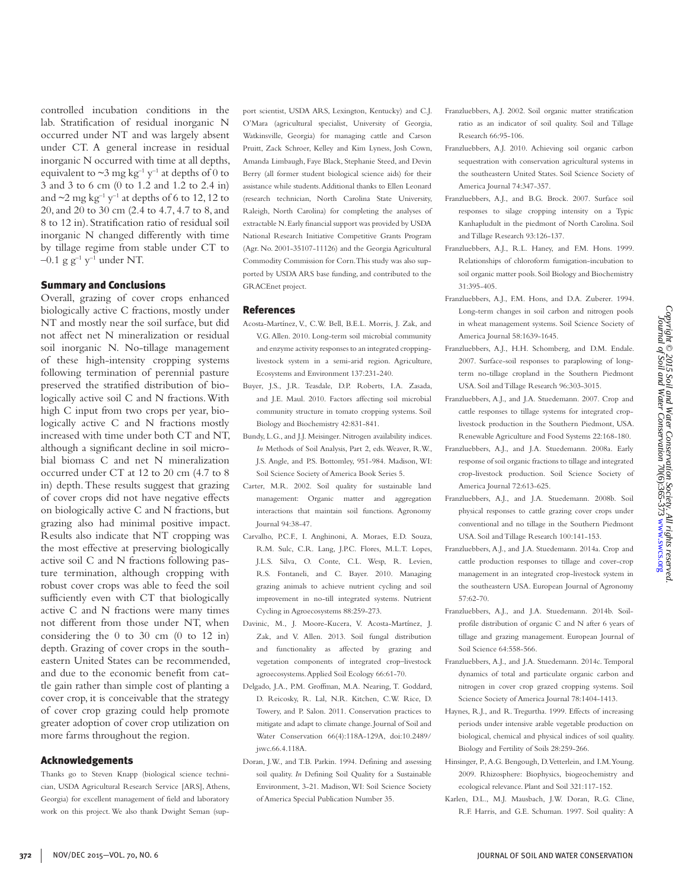controlled incubation conditions in the lab. Stratification of residual inorganic N occurred under NT and was largely absent under CT. A general increase in residual inorganic N occurred with time at all depths, equivalent to ~3 mg kg$^{-1}$ y$^{-1}$ at depths of 0 to 3 and 3 to 6 cm (0 to 1.2 and 1.2 to 2.4 in) and ~2 mg kg$^{-1}$ y$^{-1}$ at depths of 6 to 12, 12 to 20, and 20 to 30 cm (2.4 to 4.7, 4.7 to 8, and 8 to 12 in). Stratification ratio of residual soil inorganic N changed differently with time by tillage regime from stable under CT to –0.1 g g$^{-1}$ y$^{-1}$ under NT.

## Summary and Conclusions

Overall, grazing of cover crops enhanced biologically active C fractions, mostly under NT and mostly near the soil surface, but did not affect net N mineralization or residual soil inorganic N. No-tillage management of these high-intensity cropping systems following termination of perennial pasture preserved the stratified distribution of biologically active soil C and N fractions. With high C input from two crops per year, biologically active C and N fractions mostly increased with time under both CT and NT, although a significant decline in soil microbial biomass C and net N mineralization occurred under CT at 12 to 20 cm (4.7 to 8 in) depth. These results suggest that grazing of cover crops did not have negative effects on biologically active C and N fractions, but grazing also had minimal positive impact. Results also indicate that NT cropping was the most effective at preserving biologically active soil C and N fractions following pasture termination, although cropping with robust cover crops was able to feed the soil sufficiently even with CT that biologically active C and N fractions were many times not different from those under NT, when considering the 0 to 30 cm (0 to 12 in) depth. Grazing of cover crops in the southeastern United States can be recommended, and due to the economic benefit from cattle gain rather than simple cost of planting a cover crop, it is conceivable that the strategy of cover crop grazing could help promote greater adoption of cover crop utilization on more farms throughout the region.

## Acknowledgements

Thanks go to Steven Knapp (biological science technician, USDA Agricultural Research Service [ARS], Athens, Georgia) for excellent management of field and laboratory work on this project. We also thank Dwight Seman (support scientist, USDA ARS, Lexington, Kentucky) and C.J. O'Mara (agricultural specialist, University of Georgia, Watkinsville, Georgia) for managing cattle and Carson Pruitt, Zack Schroer, Kelley and Kim Lyness, Josh Cown, Amanda Limbaugh, Faye Black, Stephanie Steed, and Devin Berry (all former student biological science aids) for their assistance while students. Additional thanks to Ellen Leonard (research technician, North Carolina State University, Raleigh, North Carolina) for completing the analyses of extractable N. Early financial support was provided by USDA National Research Initiative Competitive Grants Program (Agr. No. 2001-35107-11126) and the Georgia Agricultural Commodity Commission for Corn. This study was also supported by USDA ARS base funding, and contributed to the GRACEnet project.

## References

Acosta-Martínez, V., C.W. Bell, B.E.L. Morris, J. Zak, and V.G. Allen. 2010. Long-term soil microbial community and enzyme activity responses to an integrated cropping-livestock system in a semi-arid region. Agriculture, Ecosystems and Environment 137:231-240.

Buyer, J.S., J.R. Teasdale, D.P. Roberts, I.A. Zasada, and J.E. Maul. 2010. Factors affecting soil microbial community structure in tomato cropping systems. Soil Biology and Biochemistry 42:831-841.

Bundy, L.G., and J.J. Meisinger. Nitrogen availability indices. *In* Methods of Soil Analysis, Part 2, eds. Weaver, R.W., J.S. Angle, and P.S. Bottomley, 951-984. Madison, WI: Soil Science Society of America Book Series 5.

Carter, M.R. 2002. Soil quality for sustainable land management: Organic matter and aggregation interactions that maintain soil functions. Agronomy Journal 94:38-47.

Carvalho, P.C.F., I. Anghinoni, A. Moraes, E.D. Souza, R.M. Sulc, C.R. Lang, J.P.C. Flores, M.L.T. Lopes, J.L.S. Silva, O. Conte, C.L. Wesp, R. Levien, R.S. Fontaneli, and C. Bayer. 2010. Managing grazing animals to achieve nutrient cycling and soil improvement in no-till integrated systems. Nutrient Cycling in Agroecosystems 88:259-273.

Davinic, M., J. Moore-Kucera, V. Acosta-Martínez, J. Zak, and V. Allen. 2013. Soil fungal distribution and functionality as affected by grazing and vegetation components of integrated crop–livestock agroecosystems. Applied Soil Ecology 66:61-70.

Delgado, J.A., P.M. Groffman, M.A. Nearing, T. Goddard, D. Reicosky, R. Lal, N.R. Kitchen, C.W. Rice, D. Towery, and P. Salon. 2011. Conservation practices to mitigate and adapt to climate change. Journal of Soil and Water Conservation 66(4):118A-129A, doi:10.2489/jswc.66.4.118A.

Doran, J.W., and T.B. Parkin. 1994. Defining and assessing soil quality. *In* Defining Soil Quality for a Sustainable Environment, 3-21. Madison, WI: Soil Science Society of America Special Publication Number 35.

Franzluebbers, A.J. 2002. Soil organic matter stratification ratio as an indicator of soil quality. Soil and Tillage Research 66:95-106.

Franzluebbers, A.J. 2010. Achieving soil organic carbon sequestration with conservation agricultural systems in the southeastern United States. Soil Science Society of America Journal 74:347-357.

Franzluebbers, A.J., and B.G. Brock. 2007. Surface soil responses to silage cropping intensity on a Typic Kanhapludult in the piedmont of North Carolina. Soil and Tillage Research 93:126-137.

Franzluebbers, A.J., R.L. Haney, and F.M. Hons. 1999. Relationships of chloroform fumigation-incubation to soil organic matter pools. Soil Biology and Biochemistry 31:395-405.

Franzluebbers, A.J., F.M. Hons, and D.A. Zuberer. 1994. Long-term changes in soil carbon and nitrogen pools in wheat management systems. Soil Science Society of America Journal 58:1639-1645.

Franzluebbers, A.J., H.H. Schomberg, and D.M. Endale. 2007. Surface-soil responses to paraplowing of long-term no-tillage cropland in the Southern Piedmont USA. Soil and Tillage Research 96:303-3015.

Franzluebbers, A.J., and J.A. Stuedemann. 2007. Crop and cattle responses to tillage systems for integrated crop-livestock production in the Southern Piedmont, USA. Renewable Agriculture and Food Systems 22:168-180.

Franzluebbers, A.J., and J.A. Stuedemann. 2008a. Early response of soil organic fractions to tillage and integrated crop-livestock production. Soil Science Society of America Journal 72:613-625.

Franzluebbers, A.J., and J.A. Stuedemann. 2008b. Soil physical responses to cattle grazing cover crops under conventional and no tillage in the Southern Piedmont USA. Soil and Tillage Research 100:141-153.

Franzluebbers, A.J., and J.A. Stuedemann. 2014a. Crop and cattle production responses to tillage and cover-crop management in an integrated crop-livestock system in the southeastern USA. European Journal of Agronomy 57:62-70.

Franzluebbers, A.J., and J.A. Stuedemann. 2014b. Soil-profile distribution of organic C and N after 6 years of tillage and grazing management. European Journal of Soil Science 64:558-566.

Franzluebbers, A.J., and J.A. Stuedemann. 2014c. Temporal dynamics of total and particulate organic carbon and nitrogen in cover crop grazed cropping systems. Soil Science Society of America Journal 78:1404-1413.

Haynes, R.J., and R. Tregurtha. 1999. Effects of increasing periods under intensive arable vegetable production on biological, chemical and physical indices of soil quality. Biology and Fertility of Soils 28:259-266.

Hinsinger, P., A.G. Bengough, D. Vetterlein, and I.M. Young. 2009. Rhizosphere: Biophysics, biogeochemistry and ecological relevance. Plant and Soil 321:117-152.

Karlen, D.L., M.J. Mausbach, J.W. Doran, R.G. Cline, R.F. Harris, and G.E. Schuman. 1997. Soil quality: A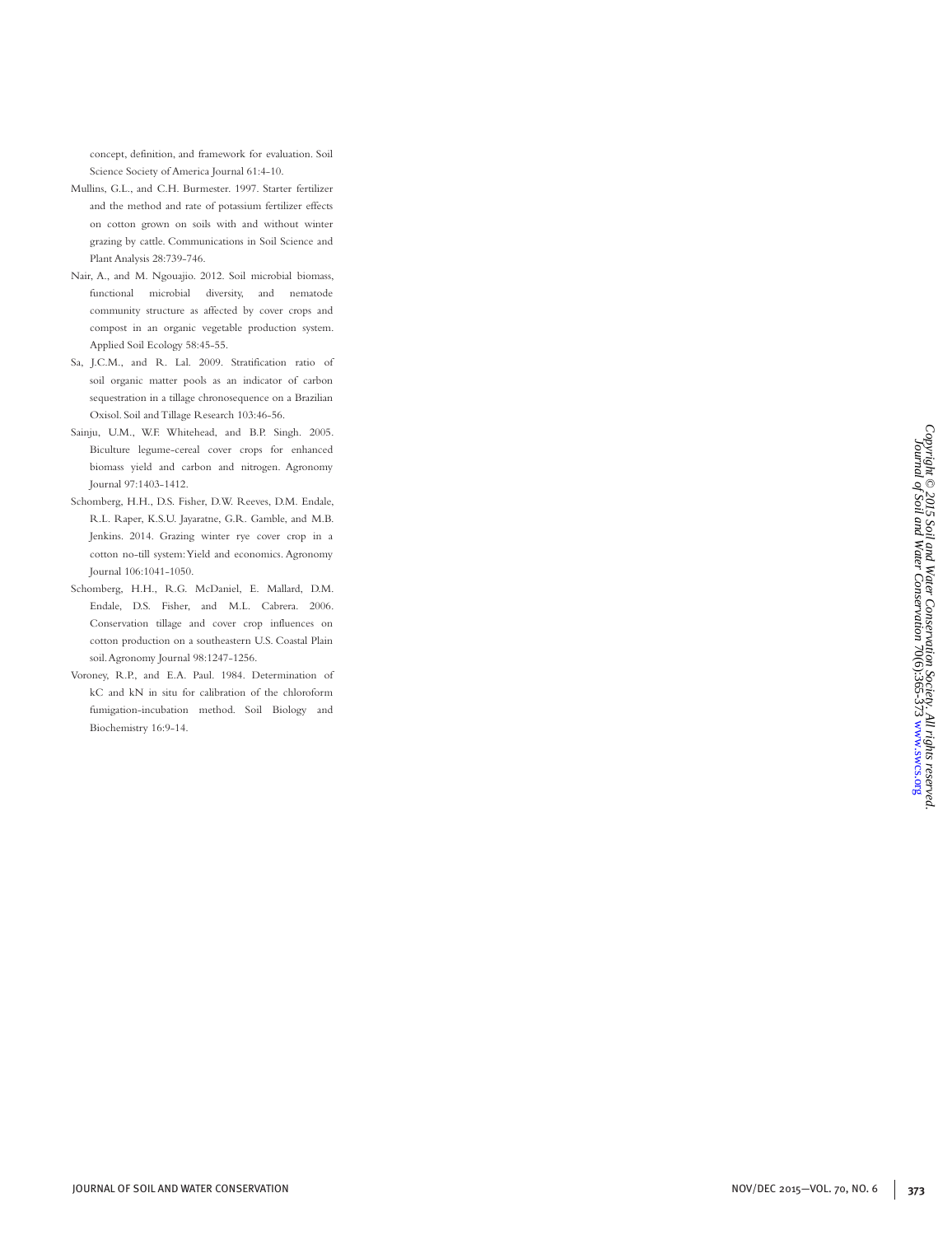concept, definition, and framework for evaluation. Soil Science Society of America Journal 61:4-10.

Mullins, G.L., and C.H. Burmester. 1997. Starter fertilizer and the method and rate of potassium fertilizer effects on cotton grown on soils with and without winter grazing by cattle. Communications in Soil Science and Plant Analysis 28:739-746.

Nair, A., and M. Ngouajio. 2012. Soil microbial biomass, functional microbial diversity, and nematode community structure as affected by cover crops and compost in an organic vegetable production system. Applied Soil Ecology 58:45-55.

Sa, J.C.M., and R. Lal. 2009. Stratification ratio of soil organic matter pools as an indicator of carbon sequestration in a tillage chronosequence on a Brazilian Oxisol. Soil and Tillage Research 103:46-56.

Sainju, U.M., W.F. Whitehead, and B.P. Singh. 2005. Biculture legume-cereal cover crops for enhanced biomass yield and carbon and nitrogen. Agronomy Journal 97:1403-1412.

Schomberg, H.H., D.S. Fisher, D.W. Reeves, D.M. Endale, R.L. Raper, K.S.U. Jayaratne, G.R. Gamble, and M.B. Jenkins. 2014. Grazing winter rye cover crop in a cotton no-till system: Yield and economics. Agronomy Journal 106:1041-1050.

Schomberg, H.H., R.G. McDaniel, E. Mallard, D.M. Endale, D.S. Fisher, and M.L. Cabrera. 2006. Conservation tillage and cover crop influences on cotton production on a southeastern U.S. Coastal Plain soil. Agronomy Journal 98:1247-1256.

Voroney, R.P., and E.A. Paul. 1984. Determination of kC and kN in situ for calibration of the chloroform fumigation-incubation method. Soil Biology and Biochemistry 16:9-14.